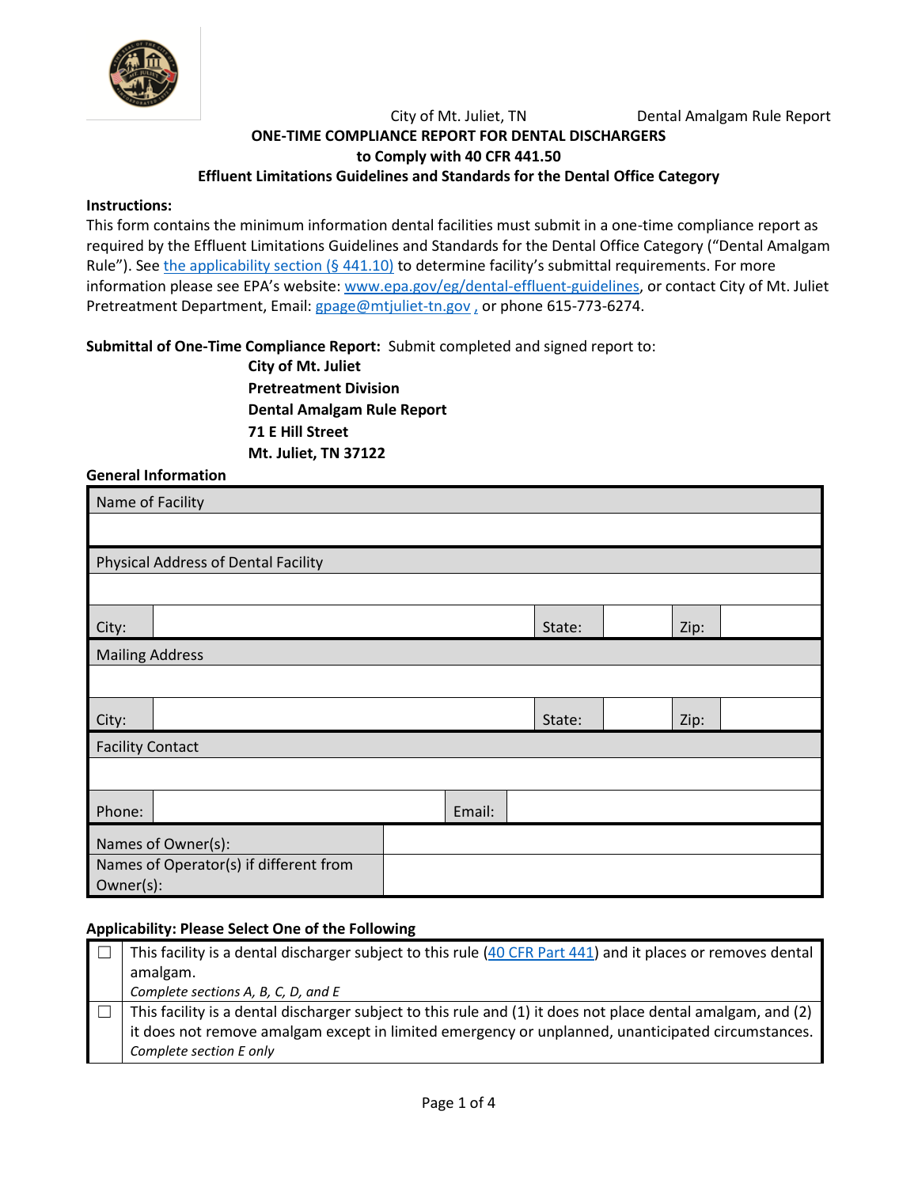City of Mt. Juliet, TN Dental Amalgam Rule Report

**ONE-TIME COMPLIANCE REPORT FOR DENTAL DISCHARGERS**
**to Comply with 40 CFR 441.50**
**Effluent Limitations Guidelines and Standards for the Dental Office Category**

**Instructions:**
This form contains the minimum information dental facilities must submit in a one-time compliance report as required by the Effluent Limitations Guidelines and Standards for the Dental Office Category ("Dental Amalgam Rule"). See the applicability section (§ 441.10) to determine facility's submittal requirements. For more information please see EPA's website: www.epa.gov/eg/dental-effluent-guidelines, or contact City of Mt. Juliet Pretreatment Department, Email: gpage@mtjuliet-tn.gov , or phone 615-773-6274.

**Submittal of One-Time Compliance Report:** Submit completed and signed report to:

**City of Mt. Juliet**
**Pretreatment Division**
**Dental Amalgam Rule Report**
**71 E Hill Street**
**Mt. Juliet, TN 37122**

**General Information**

| Name of Facility | | | | | |
|---|---|---|---|---|---|
| | | | | | |
| Physical Address of Dental Facility | | | | | |
| | | | | | |
| City: | | State: | | Zip: | |
| Mailing Address | | | | | |
| | | | | | |
| City: | | State: | | Zip: | |
| Facility Contact | | | | | |
| | | | | | |
| Phone: | | Email: | | | |
| Names of Owner(s): | | | | | |
| Names of Operator(s) if different from Owner(s): | | | | | |

**Applicability: Please Select One of the Following**

| | |
|---|---|
| ☐ | This facility is a dental discharger subject to this rule (40 CFR Part 441) and it places or removes dental amalgam. *Complete sections A, B, C, D, and E* |
| ☐ | This facility is a dental discharger subject to this rule and (1) it does not place dental amalgam, and (2) it does not remove amalgam except in limited emergency or unplanned, unanticipated circumstances. *Complete section E only* |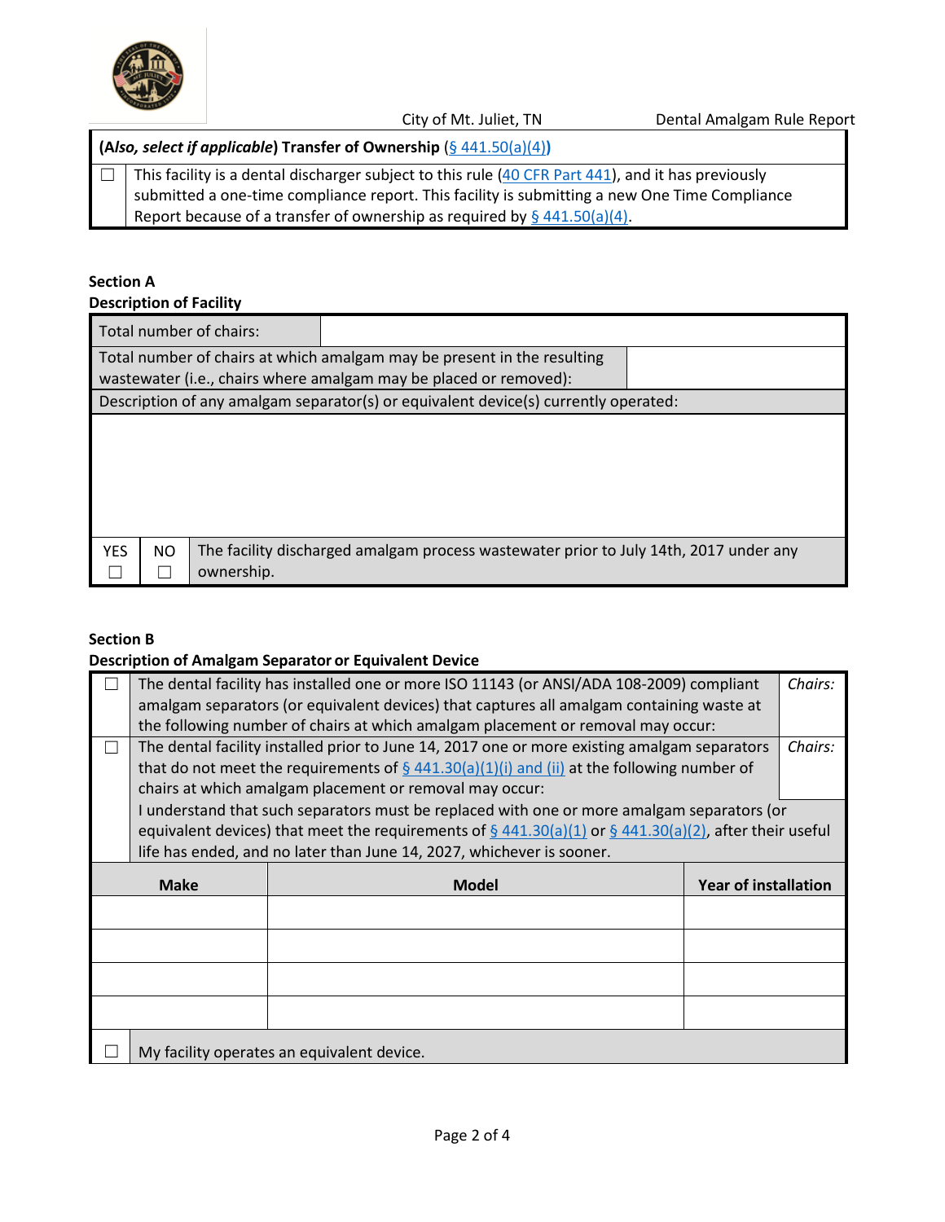| ☐ | **(*Also, select if applicable*) Transfer of Ownership (§ 441.50(a)(4))** |
|---|---|
| ☐ | This facility is a dental discharger subject to this rule (40 CFR Part 441), and it has previously submitted a one-time compliance report. This facility is submitting a new One Time Compliance Report because of a transfer of ownership as required by § 441.50(a)(4). |

**Section A**
**Description of Facility**

| Total number of chairs: | |
|---|---|
| Total number of chairs at which amalgam may be present in the resulting wastewater (i.e., chairs where amalgam may be placed or removed): | |

| Description of any amalgam separator(s) or equivalent device(s) currently operated: |
|---|
| |

| YES | NO | |
|---|---|---|
| ☐ | ☐ | The facility discharged amalgam process wastewater prior to July 14th, 2017 under any ownership. |

**Section B**
**Description of Amalgam Separator or Equivalent Device**

| ☐ | The dental facility has installed one or more ISO 11143 (or ANSI/ADA 108-2009) compliant amalgam separators (or equivalent devices) that captures all amalgam containing waste at the following number of chairs at which amalgam placement or removal may occur: | *Chairs:* |
|---|---|---|
| ☐ | The dental facility installed prior to June 14, 2017 one or more existing amalgam separators that do not meet the requirements of § 441.30(a)(1)(i) and (ii) at the following number of chairs at which amalgam placement or removal may occur: | *Chairs:* |
| | I understand that such separators must be replaced with one or more amalgam separators (or equivalent devices) that meet the requirements of § 441.30(a)(1) or § 441.30(a)(2), after their useful life has ended, and no later than June 14, 2027, whichever is sooner. | |

| Make | Model | Year of installation |
|---|---|---|
| | | |
| | | |
| | | |
| | | |

| ☐ | My facility operates an equivalent device. |
|---|---|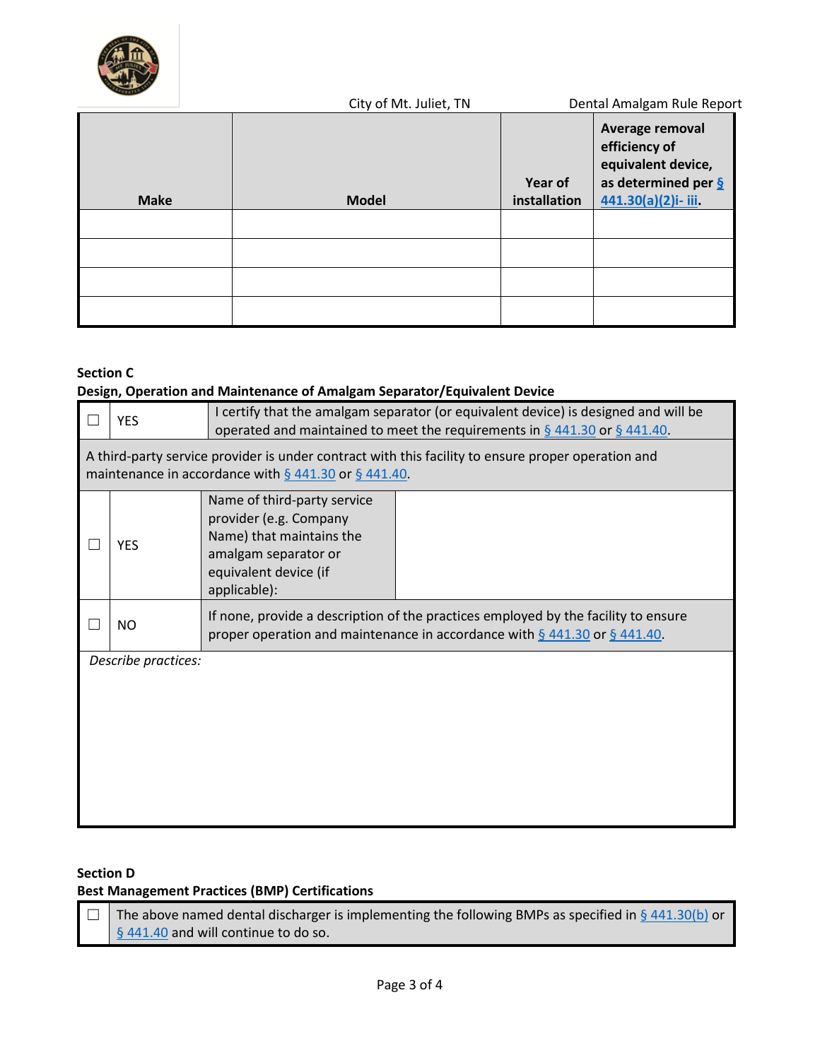| Make | Model | Year of installation | Average removal efficiency of equivalent device, as determined per § 441.30(a)(2)i- iii. |
|---|---|---|---|
| | | | |
| | | | |
| | | | |
| | | | |

**Section C**
**Design, Operation and Maintenance of Amalgam Separator/Equivalent Device**

| ☐ | YES | I certify that the amalgam separator (or equivalent device) is designed and will be operated and maintained to meet the requirements in § 441.30 or § 441.40. |
|---|---|---|

A third-party service provider is under contract with this facility to ensure proper operation and maintenance in accordance with § 441.30 or § 441.40.

| ☐ | YES | Name of third-party service provider (e.g. Company Name) that maintains the amalgam separator or equivalent device (if applicable): | |
|---|---|---|---|
| ☐ | NO | If none, provide a description of the practices employed by the facility to ensure proper operation and maintenance in accordance with § 441.30 or § 441.40. | |

*Describe practices:*

**Section D**
**Best Management Practices (BMP) Certifications**

| ☐ | The above named dental discharger is implementing the following BMPs as specified in § 441.30(b) or § 441.40 and will continue to do so. |
|---|---|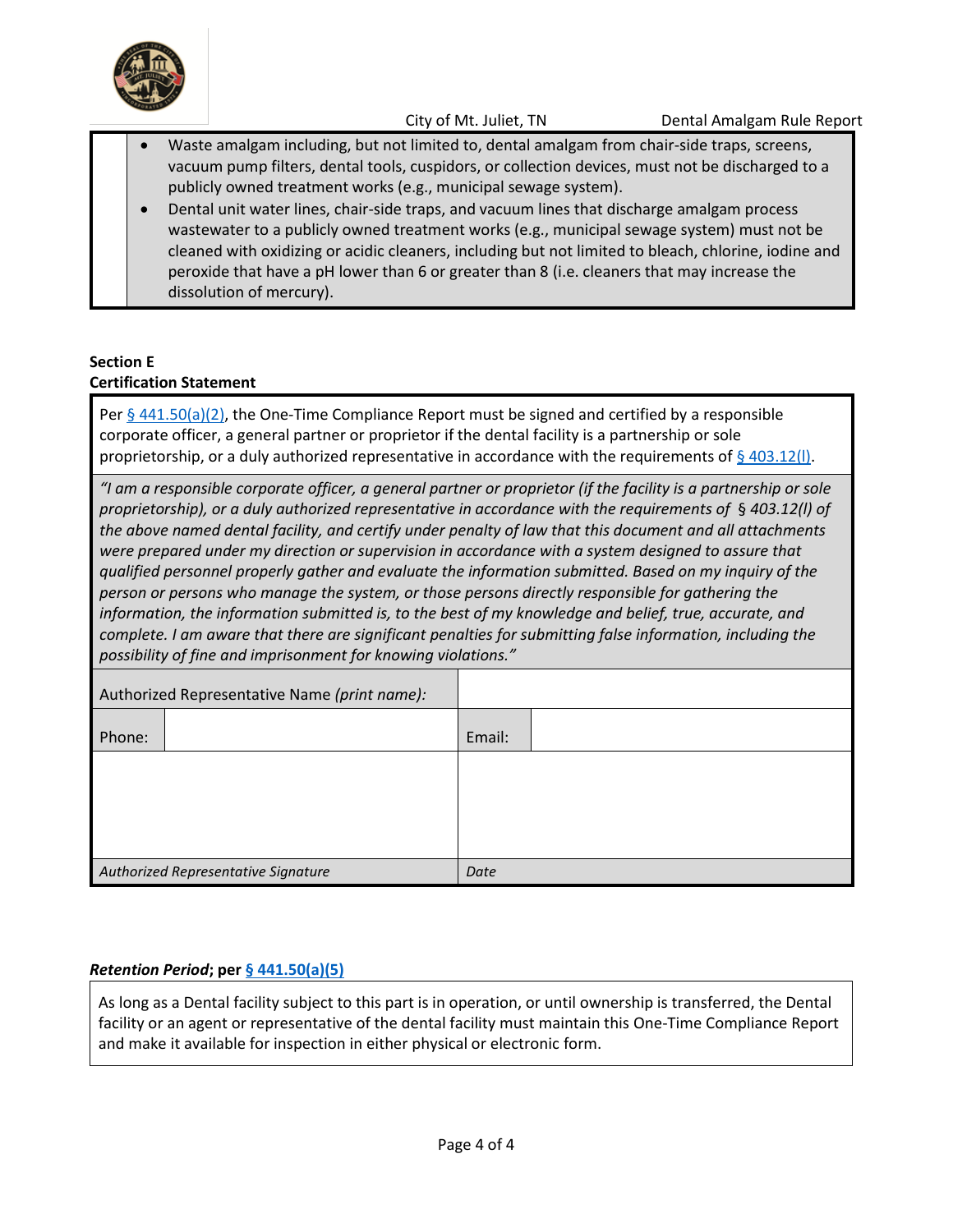- Waste amalgam including, but not limited to, dental amalgam from chair-side traps, screens, vacuum pump filters, dental tools, cuspidors, or collection devices, must not be discharged to a publicly owned treatment works (e.g., municipal sewage system).
- Dental unit water lines, chair-side traps, and vacuum lines that discharge amalgam process wastewater to a publicly owned treatment works (e.g., municipal sewage system) must not be cleaned with oxidizing or acidic cleaners, including but not limited to bleach, chlorine, iodine and peroxide that have a pH lower than 6 or greater than 8 (i.e. cleaners that may increase the dissolution of mercury).

**Section E**
**Certification Statement**

Per § 441.50(a)(2), the One-Time Compliance Report must be signed and certified by a responsible corporate officer, a general partner or proprietor if the dental facility is a partnership or sole proprietorship, or a duly authorized representative in accordance with the requirements of § 403.12(l).

*"I am a responsible corporate officer, a general partner or proprietor (if the facility is a partnership or sole proprietorship), or a duly authorized representative in accordance with the requirements of § 403.12(l) of the above named dental facility, and certify under penalty of law that this document and all attachments were prepared under my direction or supervision in accordance with a system designed to assure that qualified personnel properly gather and evaluate the information submitted. Based on my inquiry of the person or persons who manage the system, or those persons directly responsible for gathering the information, the information submitted is, to the best of my knowledge and belief, true, accurate, and complete. I am aware that there are significant penalties for submitting false information, including the possibility of fine and imprisonment for knowing violations."*

| | | | |
|---|---|---|---|
| Authorized Representative Name *(print name)*: | | | |
| Phone: | | Email: | |
| | | | |
| *Authorized Representative Signature* | | *Date* | |

***Retention Period*; per § 441.50(a)(5)**

As long as a Dental facility subject to this part is in operation, or until ownership is transferred, the Dental facility or an agent or representative of the dental facility must maintain this One-Time Compliance Report and make it available for inspection in either physical or electronic form.